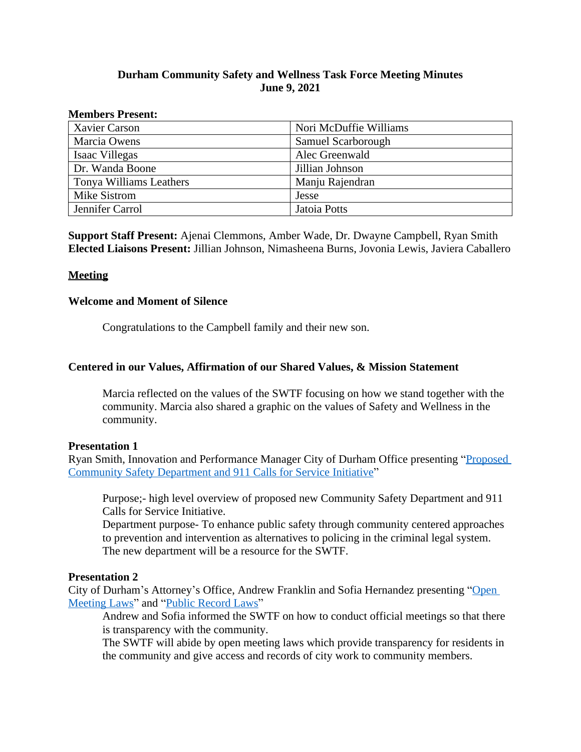# Durham Community Safety and Wellness Task Force Meeting Minutes
## June 9, 2021

**Members Present:**

| | |
|---|---|
| Xavier Carson | Nori McDuffie Williams |
| Marcia Owens | Samuel Scarborough |
| Isaac Villegas | Alec Greenwald |
| Dr. Wanda Boone | Jillian Johnson |
| Tonya Williams Leathers | Manju Rajendran |
| Mike Sistrom | Jesse |
| Jennifer Carrol | Jatoia Potts |

**Support Staff Present:** Ajenai Clemmons, Amber Wade, Dr. Dwayne Campbell, Ryan Smith
**Elected Liaisons Present:** Jillian Johnson, Nimasheena Burns, Jovonia Lewis, Javiera Caballero

### Meeting

**Welcome and Moment of Silence**

Congratulations to the Campbell family and their new son.

**Centered in our Values, Affirmation of our Shared Values, & Mission Statement**

Marcia reflected on the values of the SWTF focusing on how we stand together with the community. Marcia also shared a graphic on the values of Safety and Wellness in the community.

**Presentation 1**
Ryan Smith, Innovation and Performance Manager City of Durham Office presenting "Proposed Community Safety Department and 911 Calls for Service Initiative"

Purpose;- high level overview of proposed new Community Safety Department and 911 Calls for Service Initiative.
Department purpose- To enhance public safety through community centered approaches to prevention and intervention as alternatives to policing in the criminal legal system. The new department will be a resource for the SWTF.

**Presentation 2**
City of Durham's Attorney's Office, Andrew Franklin and Sofia Hernandez presenting "Open Meeting Laws" and "Public Record Laws"

Andrew and Sofia informed the SWTF on how to conduct official meetings so that there is transparency with the community.
The SWTF will abide by open meeting laws which provide transparency for residents in the community and give access and records of city work to community members.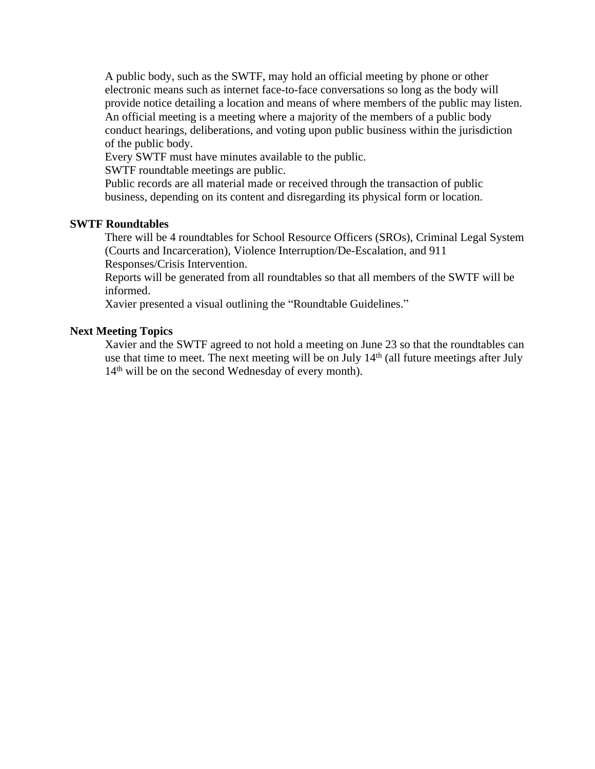A public body, such as the SWTF, may hold an official meeting by phone or other electronic means such as internet face-to-face conversations so long as the body will provide notice detailing a location and means of where members of the public may listen.

An official meeting is a meeting where a majority of the members of a public body conduct hearings, deliberations, and voting upon public business within the jurisdiction of the public body.

Every SWTF must have minutes available to the public.

SWTF roundtable meetings are public.

Public records are all material made or received through the transaction of public business, depending on its content and disregarding its physical form or location.

**SWTF Roundtables**

There will be 4 roundtables for School Resource Officers (SROs), Criminal Legal System (Courts and Incarceration), Violence Interruption/De-Escalation, and 911 Responses/Crisis Intervention.

Reports will be generated from all roundtables so that all members of the SWTF will be informed.

Xavier presented a visual outlining the "Roundtable Guidelines."

**Next Meeting Topics**

Xavier and the SWTF agreed to not hold a meeting on June 23 so that the roundtables can use that time to meet. The next meeting will be on July 14th (all future meetings after July 14th will be on the second Wednesday of every month).